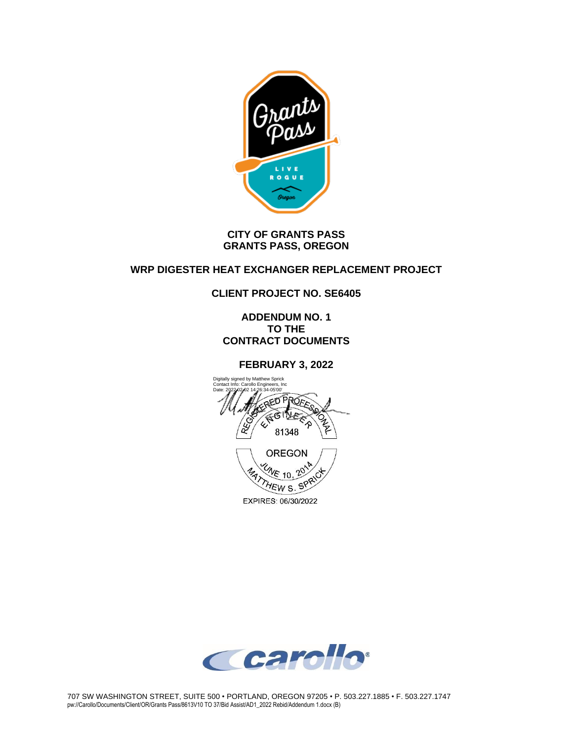# CITY OF GRANTS PASS
# GRANTS PASS, OREGON

## WRP DIGESTER HEAT EXCHANGER REPLACEMENT PROJECT

## CLIENT PROJECT NO. SE6405

## ADDENDUM NO. 1
## TO THE
## CONTRACT DOCUMENTS

## FEBRUARY 3, 2022

Digitally signed by Matthew Sprick
Contact Info: Carollo Engineers, Inc
Date: 2022.02.02 14:26:34-05'00'

REGISTERED PROFESSIONAL ENGINEER
81348
OREGON
JUNE 10, 2014
MATTHEW S. SPRICK
EXPIRES: 06/30/2022

707 SW WASHINGTON STREET, SUITE 500 • PORTLAND, OREGON 97205 • P. 503.227.1885 • F. 503.227.1747
pw://Carollo/Documents/Client/OR/Grants Pass/8613V10 TO 37/Bid Assist/AD1_2022 Rebid/Addendum 1.docx (B)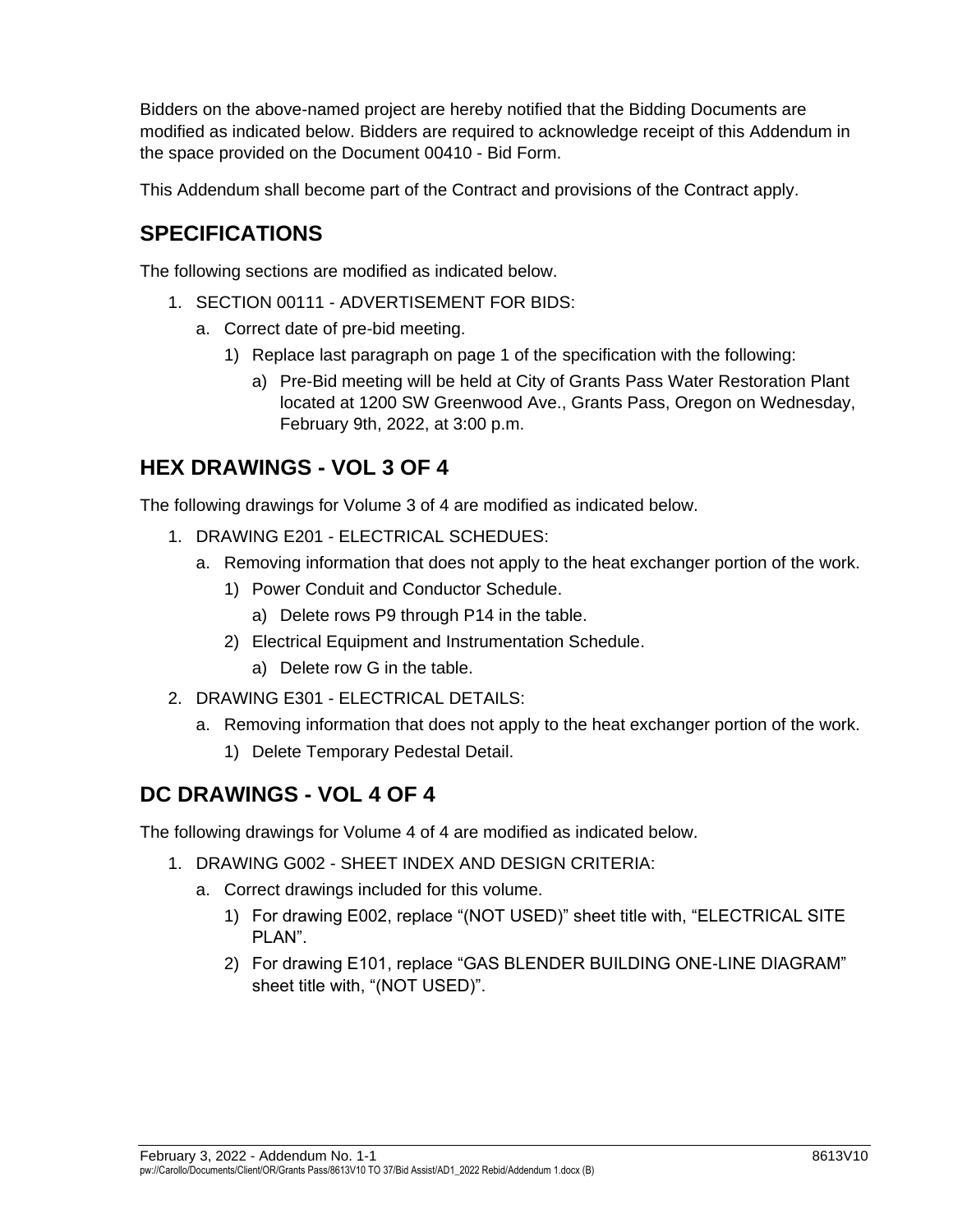Bidders on the above-named project are hereby notified that the Bidding Documents are modified as indicated below. Bidders are required to acknowledge receipt of this Addendum in the space provided on the Document 00410 - Bid Form.

This Addendum shall become part of the Contract and provisions of the Contract apply.

## SPECIFICATIONS

The following sections are modified as indicated below.

1. SECTION 00111 - ADVERTISEMENT FOR BIDS:
   a. Correct date of pre-bid meeting.
      1) Replace last paragraph on page 1 of the specification with the following:
         a) Pre-Bid meeting will be held at City of Grants Pass Water Restoration Plant located at 1200 SW Greenwood Ave., Grants Pass, Oregon on Wednesday, February 9th, 2022, at 3:00 p.m.

## HEX DRAWINGS - VOL 3 OF 4

The following drawings for Volume 3 of 4 are modified as indicated below.

1. DRAWING E201 - ELECTRICAL SCHEDUES:
   a. Removing information that does not apply to the heat exchanger portion of the work.
      1) Power Conduit and Conductor Schedule.
         a) Delete rows P9 through P14 in the table.
      2) Electrical Equipment and Instrumentation Schedule.
         a) Delete row G in the table.
2. DRAWING E301 - ELECTRICAL DETAILS:
   a. Removing information that does not apply to the heat exchanger portion of the work.
      1) Delete Temporary Pedestal Detail.

## DC DRAWINGS - VOL 4 OF 4

The following drawings for Volume 4 of 4 are modified as indicated below.

1. DRAWING G002 - SHEET INDEX AND DESIGN CRITERIA:
   a. Correct drawings included for this volume.
      1) For drawing E002, replace "(NOT USED)" sheet title with, "ELECTRICAL SITE PLAN".
      2) For drawing E101, replace "GAS BLENDER BUILDING ONE-LINE DIAGRAM" sheet title with, "(NOT USED)".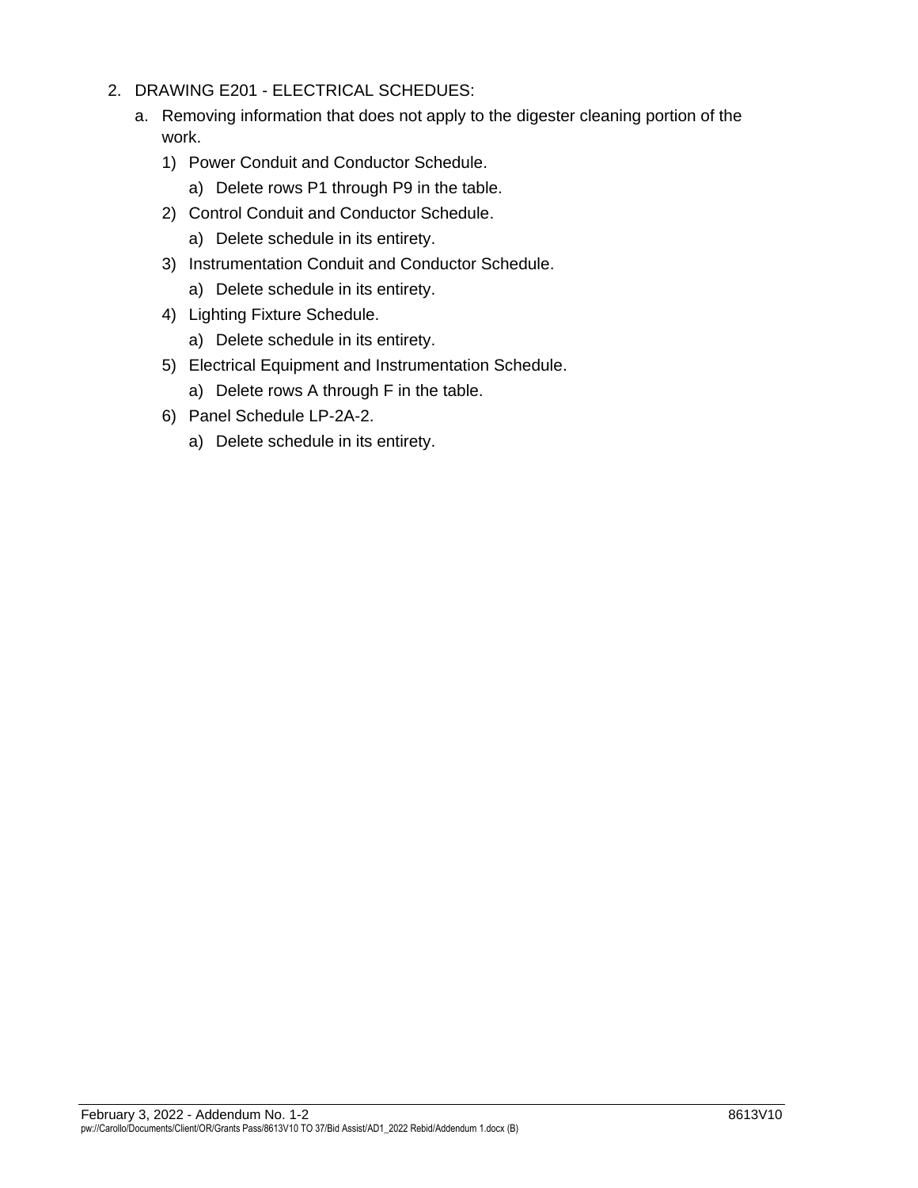2. DRAWING E201 - ELECTRICAL SCHEDUES:
   a. Removing information that does not apply to the digester cleaning portion of the work.
      1) Power Conduit and Conductor Schedule.
         a) Delete rows P1 through P9 in the table.
      2) Control Conduit and Conductor Schedule.
         a) Delete schedule in its entirety.
      3) Instrumentation Conduit and Conductor Schedule.
         a) Delete schedule in its entirety.
      4) Lighting Fixture Schedule.
         a) Delete schedule in its entirety.
      5) Electrical Equipment and Instrumentation Schedule.
         a) Delete rows A through F in the table.
      6) Panel Schedule LP-2A-2.
         a) Delete schedule in its entirety.